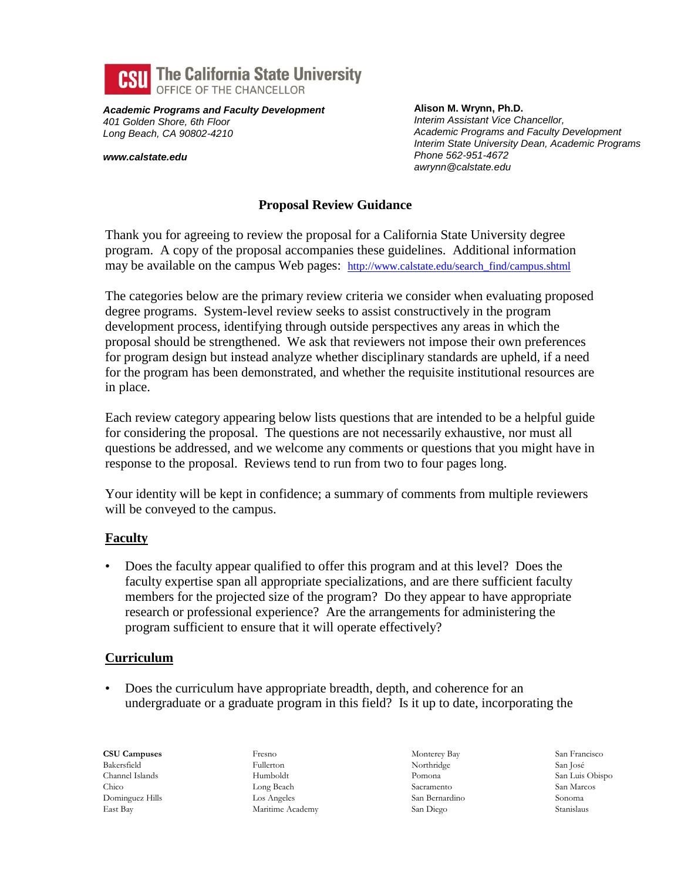**CSU The California State University**
OFFICE OF THE CHANCELLOR

***Academic Programs and Faculty Development***
*401 Golden Shore, 6th Floor*
*Long Beach, CA 90802-4210*

***www.calstate.edu***

**Alison M. Wrynn, Ph.D.**
*Interim Assistant Vice Chancellor,*
*Academic Programs and Faculty Development*
*Interim State University Dean, Academic Programs*
*Phone 562-951-4672*
*awrynn@calstate.edu*

## Proposal Review Guidance

Thank you for agreeing to review the proposal for a California State University degree program. A copy of the proposal accompanies these guidelines. Additional information may be available on the campus Web pages: http://www.calstate.edu/search_find/campus.shtml

The categories below are the primary review criteria we consider when evaluating proposed degree programs. System-level review seeks to assist constructively in the program development process, identifying through outside perspectives any areas in which the proposal should be strengthened. We ask that reviewers not impose their own preferences for program design but instead analyze whether disciplinary standards are upheld, if a need for the program has been demonstrated, and whether the requisite institutional resources are in place.

Each review category appearing below lists questions that are intended to be a helpful guide for considering the proposal. The questions are not necessarily exhaustive, nor must all questions be addressed, and we welcome any comments or questions that you might have in response to the proposal. Reviews tend to run from two to four pages long.

Your identity will be kept in confidence; a summary of comments from multiple reviewers will be conveyed to the campus.

### Faculty

- Does the faculty appear qualified to offer this program and at this level? Does the faculty expertise span all appropriate specializations, and are there sufficient faculty members for the projected size of the program? Do they appear to have appropriate research or professional experience? Are the arrangements for administering the program sufficient to ensure that it will operate effectively?

### Curriculum

- Does the curriculum have appropriate breadth, depth, and coherence for an undergraduate or a graduate program in this field? Is it up to date, incorporating the

**CSU Campuses**
Bakersfield
Channel Islands
Chico
Dominguez Hills
East Bay
Fresno
Fullerton
Humboldt
Long Beach
Los Angeles
Maritime Academy
Monterey Bay
Northridge
Pomona
Sacramento
San Bernardino
San Diego
San Francisco
San José
San Luis Obispo
San Marcos
Sonoma
Stanislaus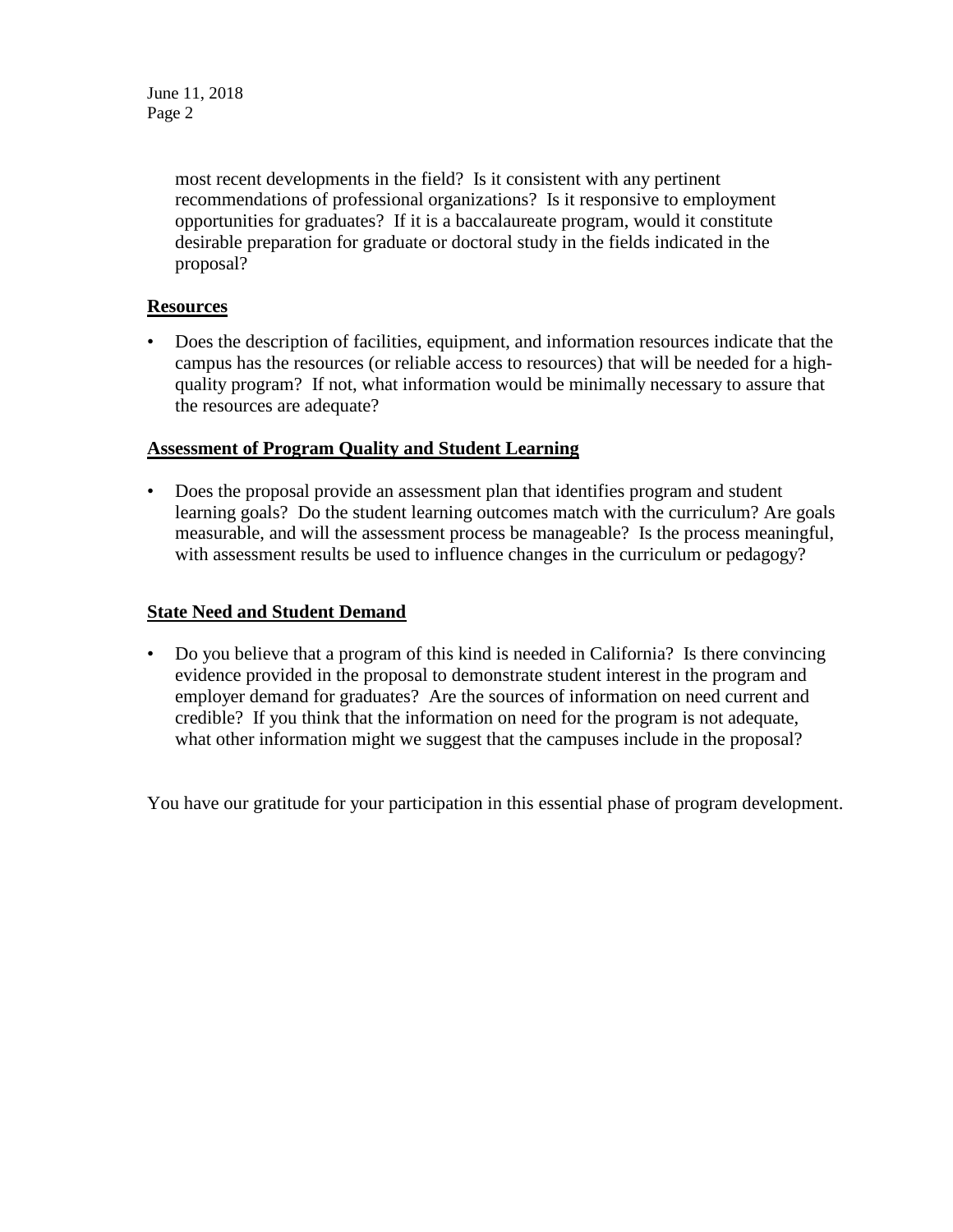most recent developments in the field? Is it consistent with any pertinent recommendations of professional organizations? Is it responsive to employment opportunities for graduates? If it is a baccalaureate program, would it constitute desirable preparation for graduate or doctoral study in the fields indicated in the proposal?

**Resources**

- Does the description of facilities, equipment, and information resources indicate that the campus has the resources (or reliable access to resources) that will be needed for a high-quality program? If not, what information would be minimally necessary to assure that the resources are adequate?

**Assessment of Program Quality and Student Learning**

- Does the proposal provide an assessment plan that identifies program and student learning goals? Do the student learning outcomes match with the curriculum? Are goals measurable, and will the assessment process be manageable? Is the process meaningful, with assessment results be used to influence changes in the curriculum or pedagogy?

**State Need and Student Demand**

- Do you believe that a program of this kind is needed in California? Is there convincing evidence provided in the proposal to demonstrate student interest in the program and employer demand for graduates? Are the sources of information on need current and credible? If you think that the information on need for the program is not adequate, what other information might we suggest that the campuses include in the proposal?

You have our gratitude for your participation in this essential phase of program development.